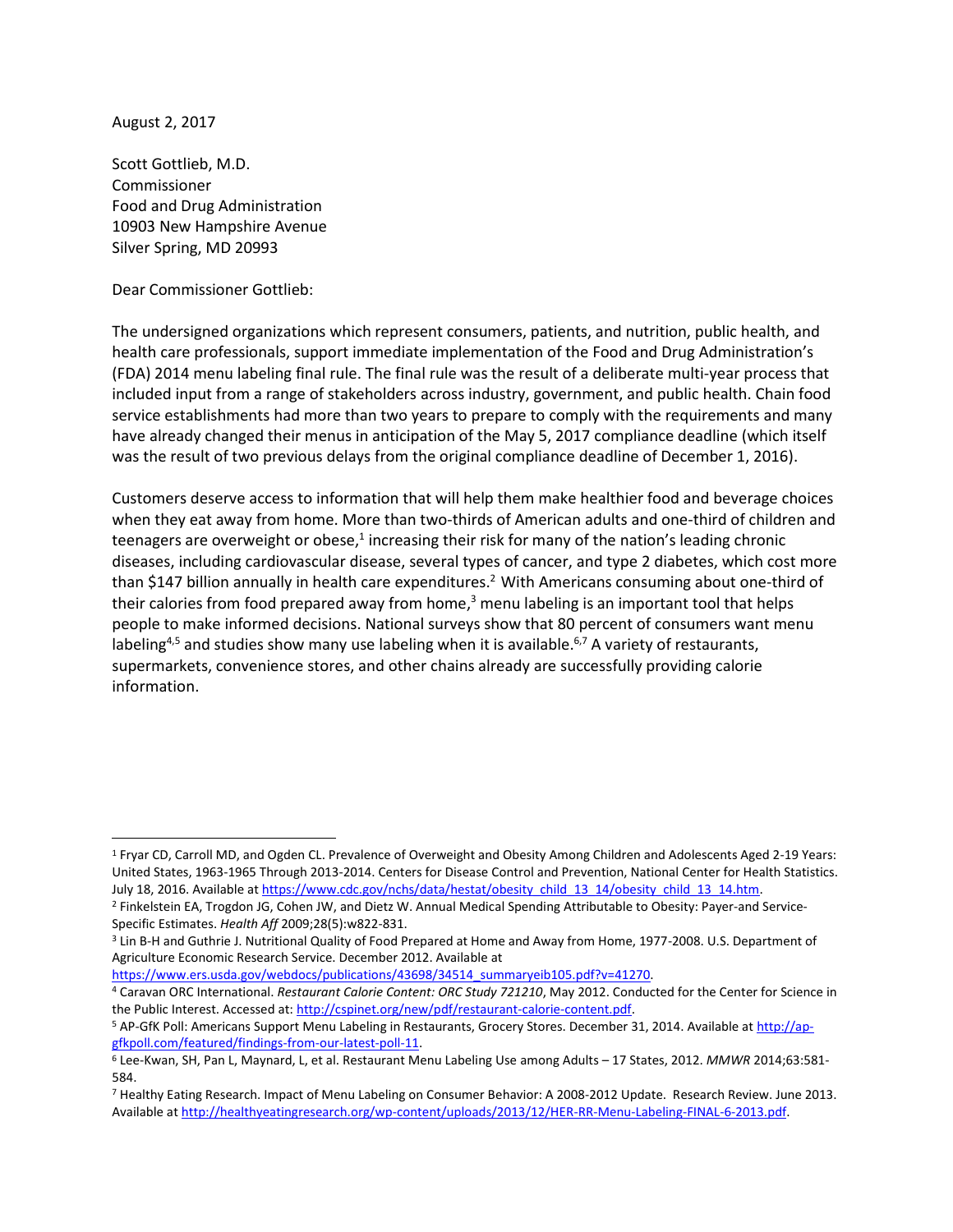August 2, 2017

Scott Gottlieb, M.D.
Commissioner
Food and Drug Administration
10903 New Hampshire Avenue
Silver Spring, MD 20993

Dear Commissioner Gottlieb:

The undersigned organizations which represent consumers, patients, and nutrition, public health, and health care professionals, support immediate implementation of the Food and Drug Administration's (FDA) 2014 menu labeling final rule. The final rule was the result of a deliberate multi-year process that included input from a range of stakeholders across industry, government, and public health. Chain food service establishments had more than two years to prepare to comply with the requirements and many have already changed their menus in anticipation of the May 5, 2017 compliance deadline (which itself was the result of two previous delays from the original compliance deadline of December 1, 2016).

Customers deserve access to information that will help them make healthier food and beverage choices when they eat away from home. More than two-thirds of American adults and one-third of children and teenagers are overweight or obese,[1] increasing their risk for many of the nation's leading chronic diseases, including cardiovascular disease, several types of cancer, and type 2 diabetes, which cost more than $147 billion annually in health care expenditures.[2] With Americans consuming about one-third of their calories from food prepared away from home,[3] menu labeling is an important tool that helps people to make informed decisions. National surveys show that 80 percent of consumers want menu labeling[4,5] and studies show many use labeling when it is available.[6,7] A variety of restaurants, supermarkets, convenience stores, and other chains already are successfully providing calorie information.

---

[1] Fryar CD, Carroll MD, and Ogden CL. Prevalence of Overweight and Obesity Among Children and Adolescents Aged 2-19 Years: United States, 1963-1965 Through 2013-2014. Centers for Disease Control and Prevention, National Center for Health Statistics. July 18, 2016. Available at https://www.cdc.gov/nchs/data/hestat/obesity_child_13_14/obesity_child_13_14.htm.

[2] Finkelstein EA, Trogdon JG, Cohen JW, and Dietz W. Annual Medical Spending Attributable to Obesity: Payer-and Service-Specific Estimates. *Health Aff* 2009;28(5):w822-831.

[3] Lin B-H and Guthrie J. Nutritional Quality of Food Prepared at Home and Away from Home, 1977-2008. U.S. Department of Agriculture Economic Research Service. December 2012. Available at https://www.ers.usda.gov/webdocs/publications/43698/34514_summaryeib105.pdf?v=41270.

[4] Caravan ORC International. *Restaurant Calorie Content: ORC Study 721210*, May 2012. Conducted for the Center for Science in the Public Interest. Accessed at: http://cspinet.org/new/pdf/restaurant-calorie-content.pdf.

[5] AP-GfK Poll: Americans Support Menu Labeling in Restaurants, Grocery Stores. December 31, 2014. Available at http://ap-gfkpoll.com/featured/findings-from-our-latest-poll-11.

[6] Lee-Kwan, SH, Pan L, Maynard, L, et al. Restaurant Menu Labeling Use among Adults – 17 States, 2012. *MMWR* 2014;63:581-584.

[7] Healthy Eating Research. Impact of Menu Labeling on Consumer Behavior: A 2008-2012 Update. Research Review. June 2013. Available at http://healthyeatingresearch.org/wp-content/uploads/2013/12/HER-RR-Menu-Labeling-FINAL-6-2013.pdf.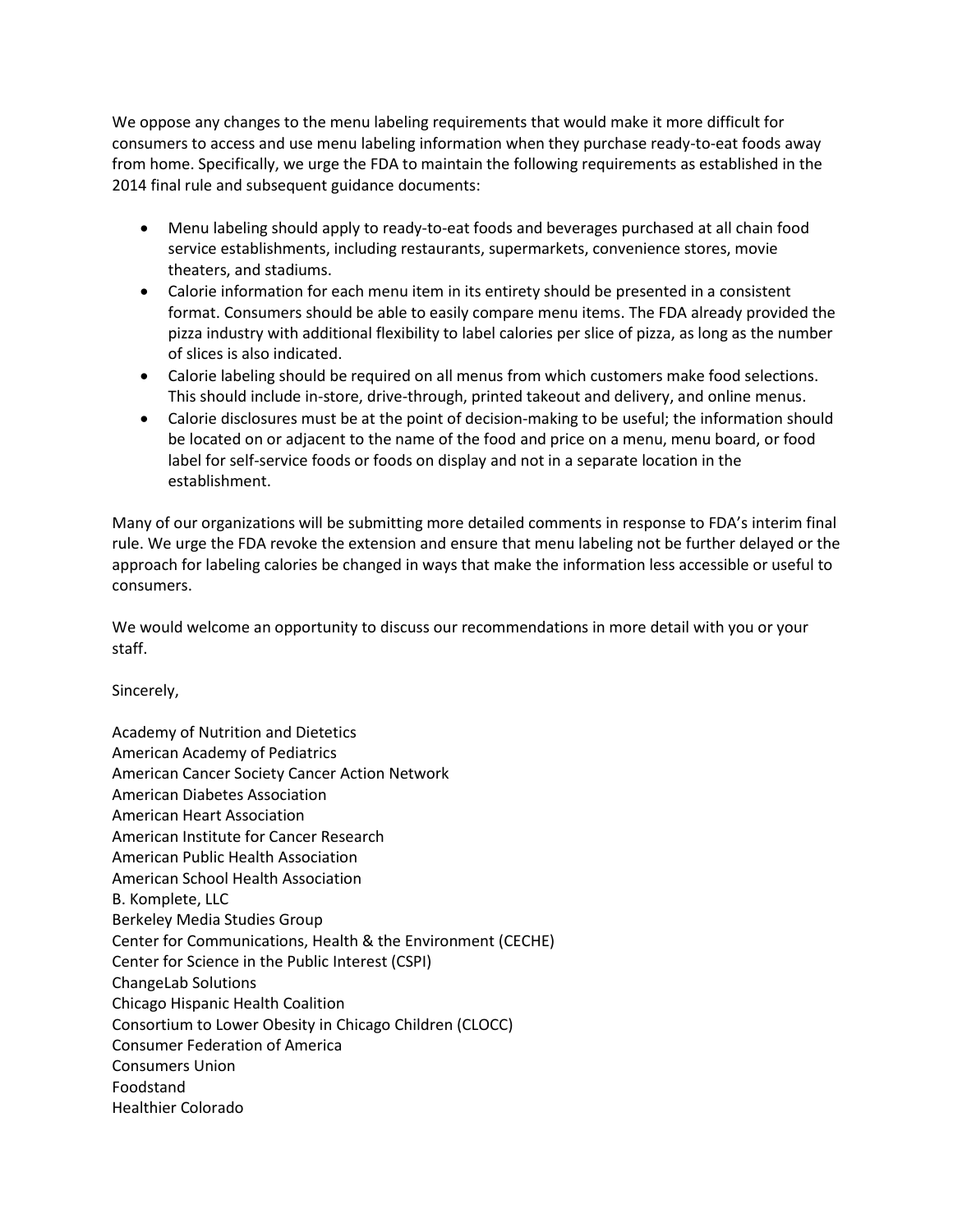We oppose any changes to the menu labeling requirements that would make it more difficult for consumers to access and use menu labeling information when they purchase ready-to-eat foods away from home. Specifically, we urge the FDA to maintain the following requirements as established in the 2014 final rule and subsequent guidance documents:

- Menu labeling should apply to ready-to-eat foods and beverages purchased at all chain food service establishments, including restaurants, supermarkets, convenience stores, movie theaters, and stadiums.
- Calorie information for each menu item in its entirety should be presented in a consistent format. Consumers should be able to easily compare menu items. The FDA already provided the pizza industry with additional flexibility to label calories per slice of pizza, as long as the number of slices is also indicated.
- Calorie labeling should be required on all menus from which customers make food selections. This should include in-store, drive-through, printed takeout and delivery, and online menus.
- Calorie disclosures must be at the point of decision-making to be useful; the information should be located on or adjacent to the name of the food and price on a menu, menu board, or food label for self-service foods or foods on display and not in a separate location in the establishment.

Many of our organizations will be submitting more detailed comments in response to FDA's interim final rule. We urge the FDA revoke the extension and ensure that menu labeling not be further delayed or the approach for labeling calories be changed in ways that make the information less accessible or useful to consumers.

We would welcome an opportunity to discuss our recommendations in more detail with you or your staff.

Sincerely,

Academy of Nutrition and Dietetics
American Academy of Pediatrics
American Cancer Society Cancer Action Network
American Diabetes Association
American Heart Association
American Institute for Cancer Research
American Public Health Association
American School Health Association
B. Komplete, LLC
Berkeley Media Studies Group
Center for Communications, Health & the Environment (CECHE)
Center for Science in the Public Interest (CSPI)
ChangeLab Solutions
Chicago Hispanic Health Coalition
Consortium to Lower Obesity in Chicago Children (CLOCC)
Consumer Federation of America
Consumers Union
Foodstand
Healthier Colorado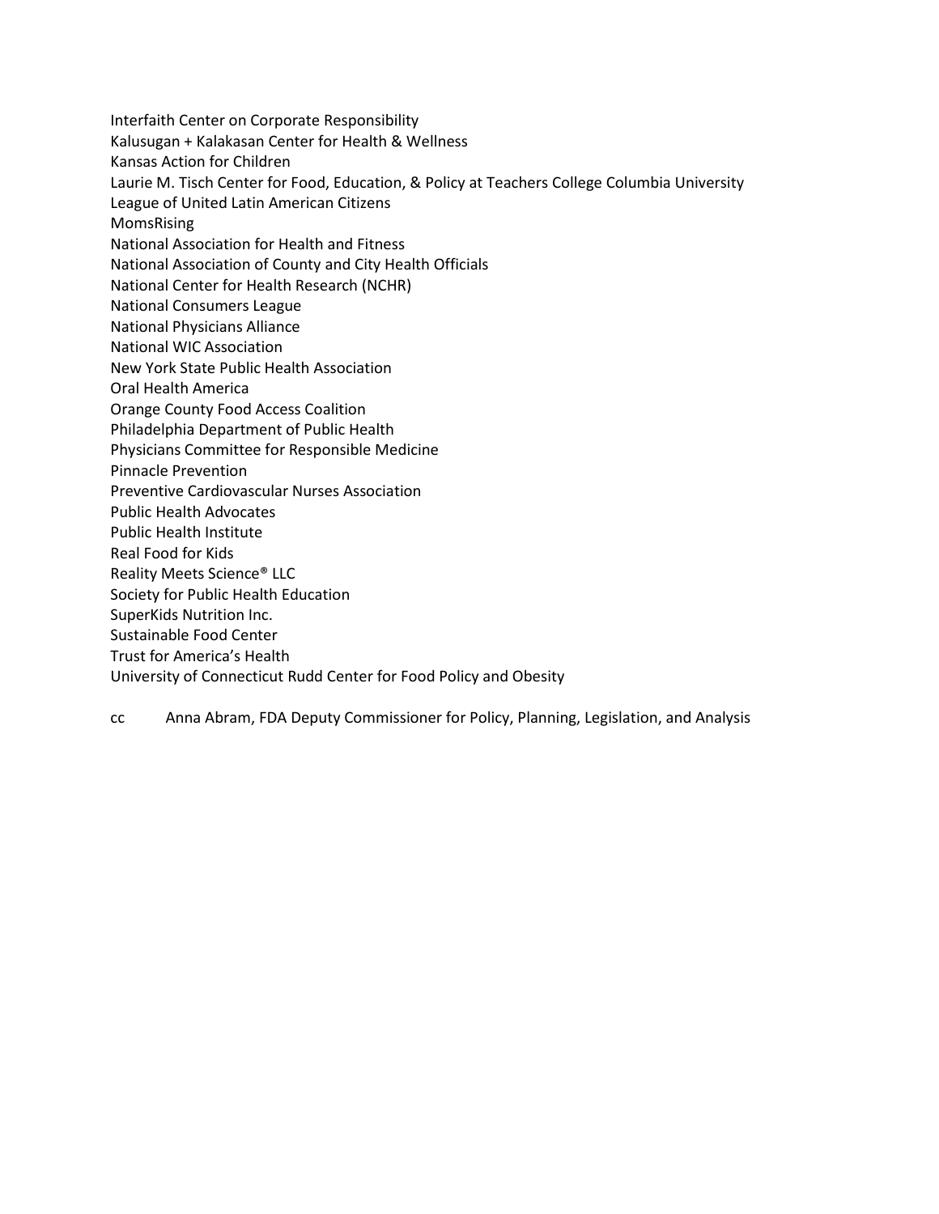Interfaith Center on Corporate Responsibility
Kalusugan + Kalakasan Center for Health & Wellness
Kansas Action for Children
Laurie M. Tisch Center for Food, Education, & Policy at Teachers College Columbia University
League of United Latin American Citizens
MomsRising
National Association for Health and Fitness
National Association of County and City Health Officials
National Center for Health Research (NCHR)
National Consumers League
National Physicians Alliance
National WIC Association
New York State Public Health Association
Oral Health America
Orange County Food Access Coalition
Philadelphia Department of Public Health
Physicians Committee for Responsible Medicine
Pinnacle Prevention
Preventive Cardiovascular Nurses Association
Public Health Advocates
Public Health Institute
Real Food for Kids
Reality Meets Science® LLC
Society for Public Health Education
SuperKids Nutrition Inc.
Sustainable Food Center
Trust for America's Health
University of Connecticut Rudd Center for Food Policy and Obesity

cc Anna Abram, FDA Deputy Commissioner for Policy, Planning, Legislation, and Analysis